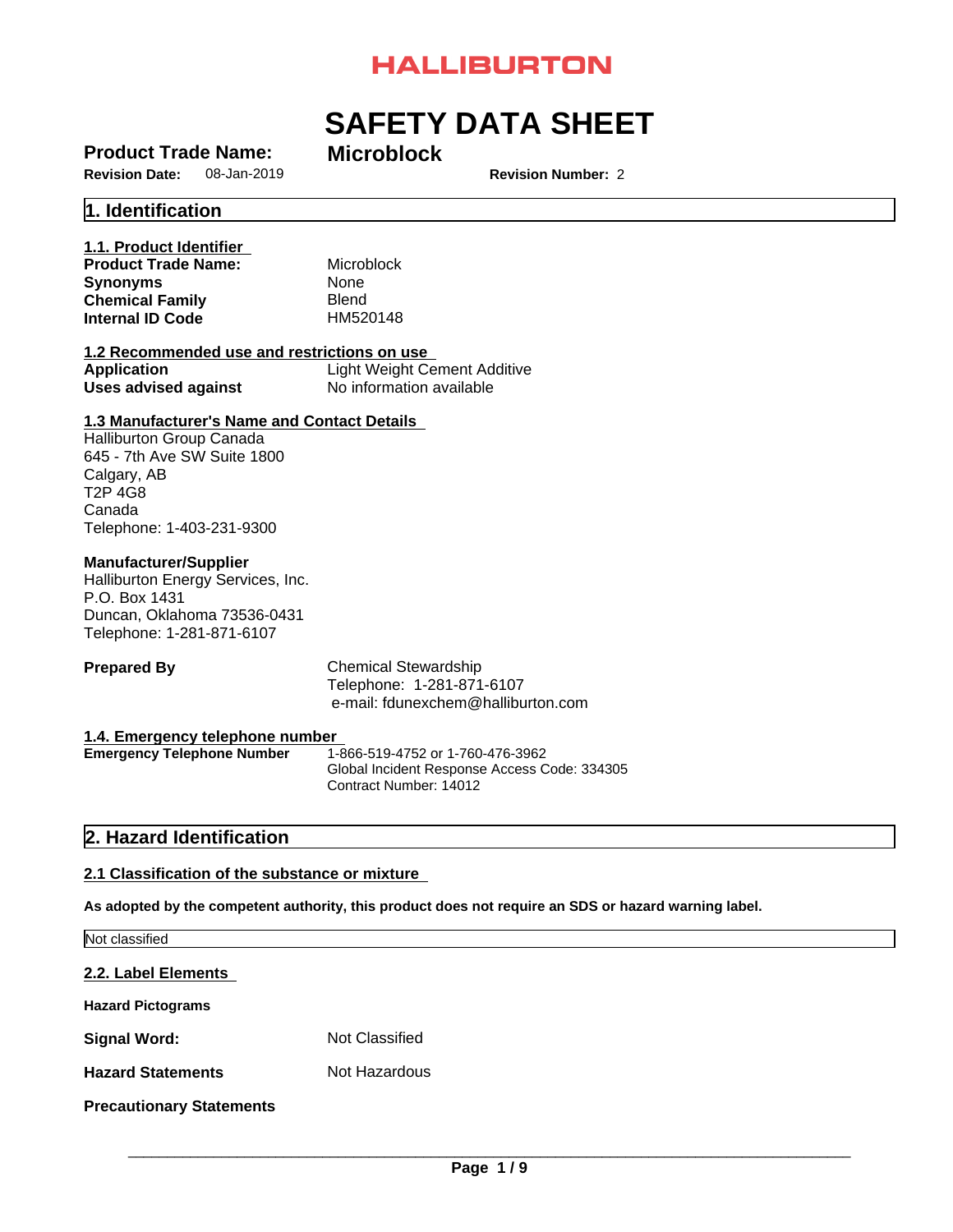HALLIBURTON

# SAFETY DATA SHEET

**Product Trade Name:** **Microblock**

**Revision Date:** 08-Jan-2019 **Revision Number:** 2

## 1. Identification

### 1.1. Product Identifier

| | |
|---|---|
| **Product Trade Name:** | Microblock |
| **Synonyms** | None |
| **Chemical Family** | Blend |
| **Internal ID Code** | HM520148 |

### 1.2 Recommended use and restrictions on use

| | |
|---|---|
| **Application** | Light Weight Cement Additive |
| **Uses advised against** | No information available |

### 1.3 Manufacturer's Name and Contact Details

Halliburton Group Canada
645 - 7th Ave SW Suite 1800
Calgary, AB
T2P 4G8
Canada
Telephone: 1-403-231-9300

**Manufacturer/Supplier**
Halliburton Energy Services, Inc.
P.O. Box 1431
Duncan, Oklahoma 73536-0431
Telephone: 1-281-871-6107

**Prepared By**
Chemical Stewardship
Telephone: 1-281-871-6107
e-mail: fdunexchem@halliburton.com

### 1.4. Emergency telephone number

**Emergency Telephone Number**
1-866-519-4752 or 1-760-476-3962
Global Incident Response Access Code: 334305
Contract Number: 14012

## 2. Hazard Identification

### 2.1 Classification of the substance or mixture

**As adopted by the competent authority, this product does not require an SDS or hazard warning label.**

Not classified

### 2.2. Label Elements

**Hazard Pictograms**

| | |
|---|---|
| **Signal Word:** | Not Classified |
| **Hazard Statements** | Not Hazardous |

**Precautionary Statements**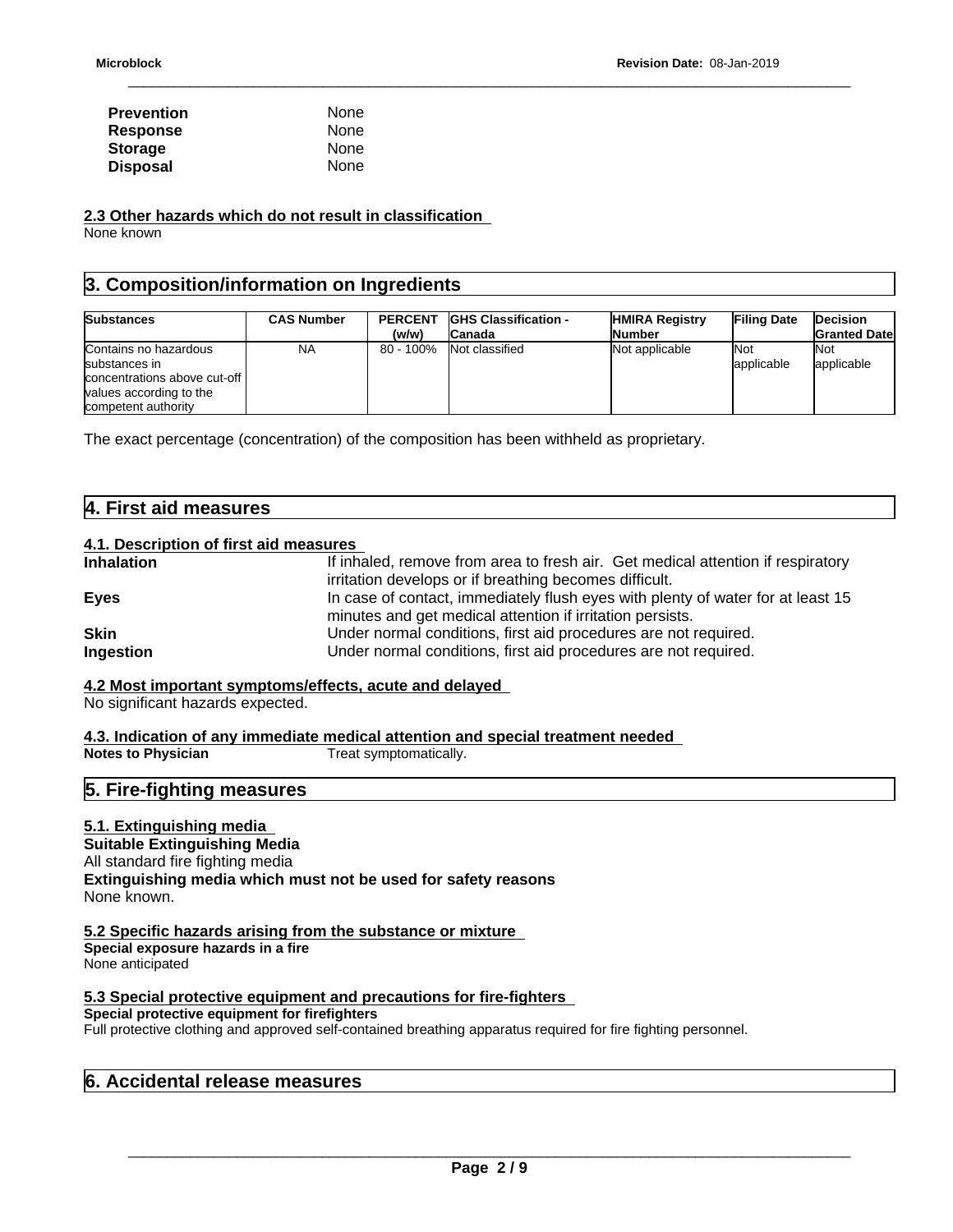| | |
|---|---|
| **Prevention** | None |
| **Response** | None |
| **Storage** | None |
| **Disposal** | None |

### 2.3 Other hazards which do not result in classification

None known

## 3. Composition/information on Ingredients

| Substances | CAS Number | PERCENT (w/w) | GHS Classification - Canada | HMIRA Registry Number | Filing Date | Decision Granted Date |
|---|---|---|---|---|---|---|
| Contains no hazardous substances in concentrations above cut-off values according to the competent authority | NA | 80 - 100% | Not classified | Not applicable | Not applicable | Not applicable |

The exact percentage (concentration) of the composition has been withheld as proprietary.

## 4. First aid measures

### 4.1. Description of first aid measures

| | |
|---|---|
| **Inhalation** | If inhaled, remove from area to fresh air. Get medical attention if respiratory irritation develops or if breathing becomes difficult. |
| **Eyes** | In case of contact, immediately flush eyes with plenty of water for at least 15 minutes and get medical attention if irritation persists. |
| **Skin** | Under normal conditions, first aid procedures are not required. |
| **Ingestion** | Under normal conditions, first aid procedures are not required. |

### 4.2 Most important symptoms/effects, acute and delayed

No significant hazards expected.

### 4.3. Indication of any immediate medical attention and special treatment needed

**Notes to Physician** Treat symptomatically.

## 5. Fire-fighting measures

### 5.1. Extinguishing media

**Suitable Extinguishing Media**

All standard fire fighting media

**Extinguishing media which must not be used for safety reasons**

None known.

### 5.2 Specific hazards arising from the substance or mixture

**Special exposure hazards in a fire**

None anticipated

### 5.3 Special protective equipment and precautions for fire-fighters

**Special protective equipment for firefighters**

Full protective clothing and approved self-contained breathing apparatus required for fire fighting personnel.

## 6. Accidental release measures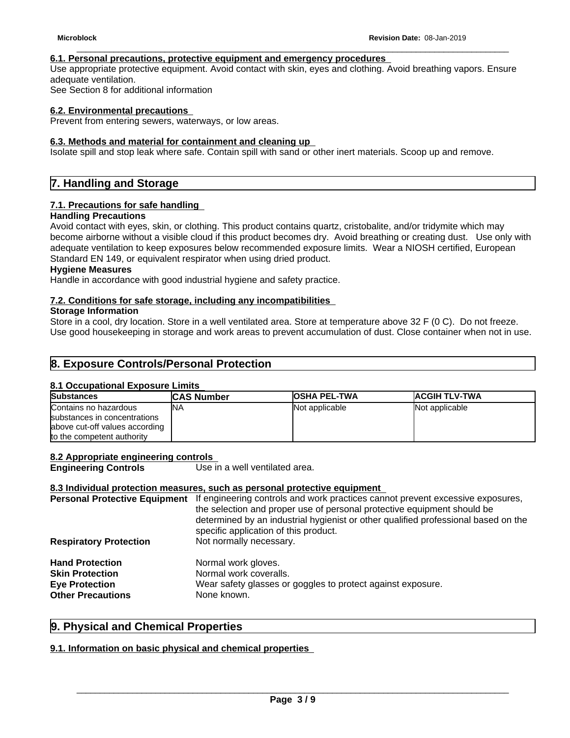### 6.1. Personal precautions, protective equipment and emergency procedures

Use appropriate protective equipment. Avoid contact with skin, eyes and clothing. Avoid breathing vapors. Ensure adequate ventilation.
See Section 8 for additional information

### 6.2. Environmental precautions

Prevent from entering sewers, waterways, or low areas.

### 6.3. Methods and material for containment and cleaning up

Isolate spill and stop leak where safe. Contain spill with sand or other inert materials. Scoop up and remove.

## 7. Handling and Storage

### 7.1. Precautions for safe handling

**Handling Precautions**

Avoid contact with eyes, skin, or clothing. This product contains quartz, cristobalite, and/or tridymite which may become airborne without a visible cloud if this product becomes dry. Avoid breathing or creating dust. Use only with adequate ventilation to keep exposures below recommended exposure limits. Wear a NIOSH certified, European Standard EN 149, or equivalent respirator when using dried product.

**Hygiene Measures**

Handle in accordance with good industrial hygiene and safety practice.

### 7.2. Conditions for safe storage, including any incompatibilities

**Storage Information**

Store in a cool, dry location. Store in a well ventilated area. Store at temperature above 32 F (0 C). Do not freeze. Use good housekeeping in storage and work areas to prevent accumulation of dust. Close container when not in use.

## 8. Exposure Controls/Personal Protection

### 8.1 Occupational Exposure Limits

| Substances | CAS Number | OSHA PEL-TWA | ACGIH TLV-TWA |
|---|---|---|---|
| Contains no hazardous substances in concentrations above cut-off values according to the competent authority | NA | Not applicable | Not applicable |

### 8.2 Appropriate engineering controls

**Engineering Controls** Use in a well ventilated area.

### 8.3 Individual protection measures, such as personal protective equipment

**Personal Protective Equipment** If engineering controls and work practices cannot prevent excessive exposures, the selection and proper use of personal protective equipment should be determined by an industrial hygienist or other qualified professional based on the specific application of this product.

**Respiratory Protection** Not normally necessary.

**Hand Protection** Normal work gloves.

**Skin Protection** Normal work coveralls.

**Eye Protection** Wear safety glasses or goggles to protect against exposure.

**Other Precautions** None known.

## 9. Physical and Chemical Properties

### 9.1. Information on basic physical and chemical properties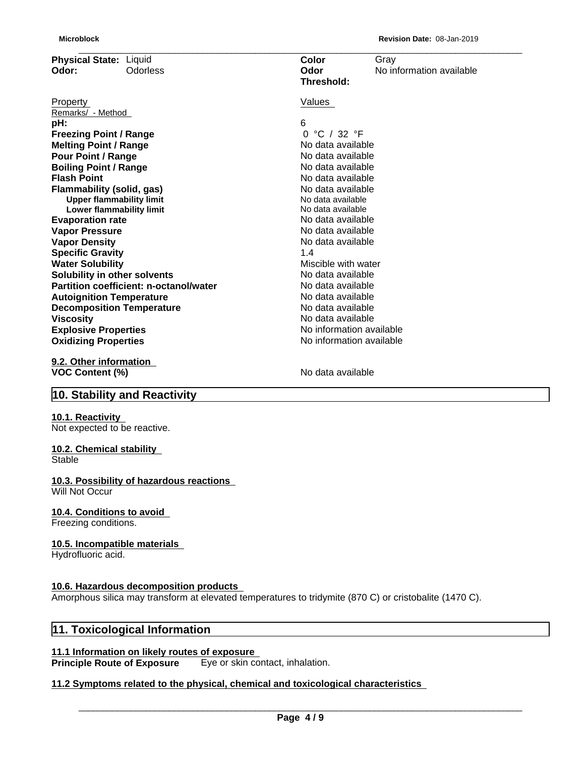| **Physical State:** | Liquid | **Color** | Gray |
|---|---|---|---|
| **Odor:** | Odorless | **Odor Threshold:** | No information available |

| Property Remarks/ - Method | Values |
|---|---|
| **pH:** | 6 |
| **Freezing Point / Range** | 0 °C / 32 °F |
| **Melting Point / Range** | No data available |
| **Pour Point / Range** | No data available |
| **Boiling Point / Range** | No data available |
| **Flash Point** | No data available |
| **Flammability (solid, gas)** | No data available |
| **Upper flammability limit** | No data available |
| **Lower flammability limit** | No data available |
| **Evaporation rate** | No data available |
| **Vapor Pressure** | No data available |
| **Vapor Density** | No data available |
| **Specific Gravity** | 1.4 |
| **Water Solubility** | Miscible with water |
| **Solubility in other solvents** | No data available |
| **Partition coefficient: n-octanol/water** | No data available |
| **Autoignition Temperature** | No data available |
| **Decomposition Temperature** | No data available |
| **Viscosity** | No data available |
| **Explosive Properties** | No information available |
| **Oxidizing Properties** | No information available |

**9.2. Other information**

| | |
|---|---|
| **VOC Content (%)** | No data available |

## 10. Stability and Reactivity

**10.1. Reactivity**
Not expected to be reactive.

**10.2. Chemical stability**
Stable

**10.3. Possibility of hazardous reactions**
Will Not Occur

**10.4. Conditions to avoid**
Freezing conditions.

**10.5. Incompatible materials**
Hydrofluoric acid.

**10.6. Hazardous decomposition products**
Amorphous silica may transform at elevated temperatures to tridymite (870 C) or cristobalite (1470 C).

## 11. Toxicological Information

**11.1 Information on likely routes of exposure**
**Principle Route of Exposure** Eye or skin contact, inhalation.

**11.2 Symptoms related to the physical, chemical and toxicological characteristics**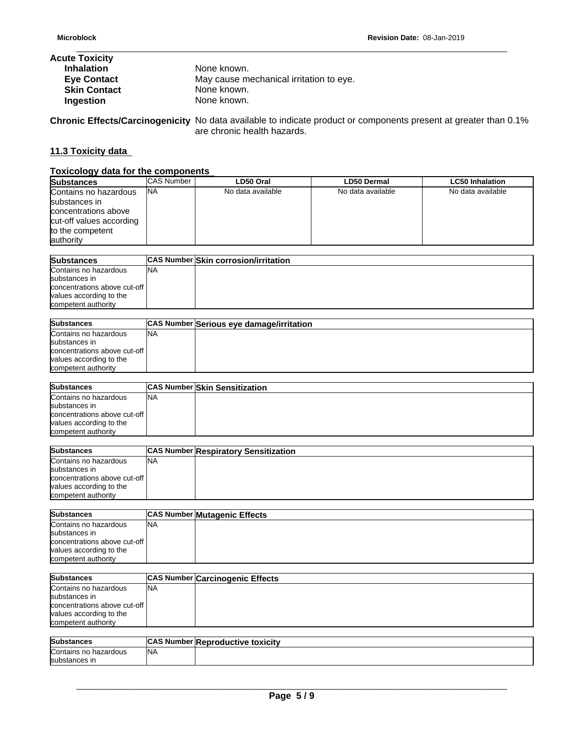**Acute Toxicity**

**Inhalation** None known.

**Eye Contact** May cause mechanical irritation to eye.

**Skin Contact** None known.

**Ingestion** None known.

**Chronic Effects/Carcinogenicity** No data available to indicate product or components present at greater than 0.1% are chronic health hazards.

## 11.3 Toxicity data

### Toxicology data for the components

| Substances | CAS Number | LD50 Oral | LD50 Dermal | LC50 Inhalation |
|---|---|---|---|---|
| Contains no hazardous substances in concentrations above cut-off values according to the competent authority | NA | No data available | No data available | No data available |

| Substances | CAS Number | Skin corrosion/irritation |
|---|---|---|
| Contains no hazardous substances in concentrations above cut-off values according to the competent authority | NA | |

| Substances | CAS Number | Serious eye damage/irritation |
|---|---|---|
| Contains no hazardous substances in concentrations above cut-off values according to the competent authority | NA | |

| Substances | CAS Number | Skin Sensitization |
|---|---|---|
| Contains no hazardous substances in concentrations above cut-off values according to the competent authority | NA | |

| Substances | CAS Number | Respiratory Sensitization |
|---|---|---|
| Contains no hazardous substances in concentrations above cut-off values according to the competent authority | NA | |

| Substances | CAS Number | Mutagenic Effects |
|---|---|---|
| Contains no hazardous substances in concentrations above cut-off values according to the competent authority | NA | |

| Substances | CAS Number | Carcinogenic Effects |
|---|---|---|
| Contains no hazardous substances in concentrations above cut-off values according to the competent authority | NA | |

| Substances | CAS Number | Reproductive toxicity |
|---|---|---|
| Contains no hazardous substances in | NA | |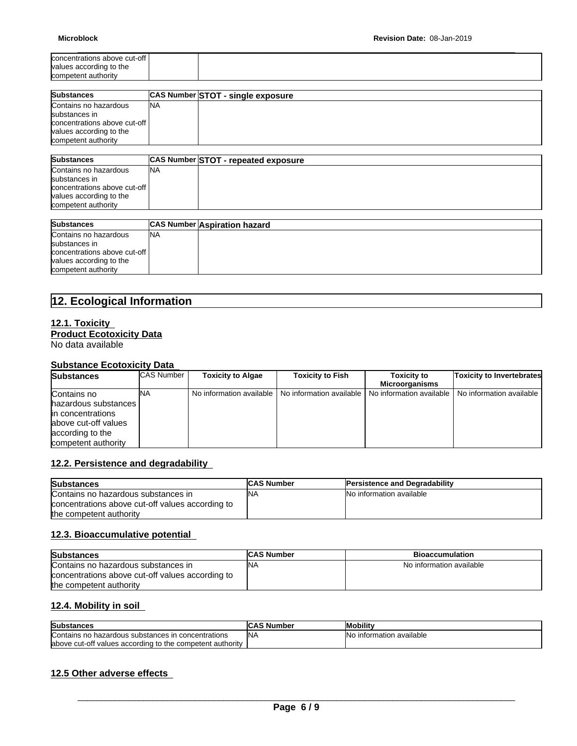| | | |
|---|---|---|
| concentrations above cut-off values according to the competent authority | | |

| Substances | CAS Number | STOT - single exposure |
|---|---|---|
| Contains no hazardous substances in concentrations above cut-off values according to the competent authority | NA | |

| Substances | CAS Number | STOT - repeated exposure |
|---|---|---|
| Contains no hazardous substances in concentrations above cut-off values according to the competent authority | NA | |

| Substances | CAS Number | Aspiration hazard |
|---|---|---|
| Contains no hazardous substances in concentrations above cut-off values according to the competent authority | NA | |

# 12. Ecological Information

## 12.1. Toxicity

**Product Ecotoxicity Data**

No data available

**Substance Ecotoxicity Data**

| Substances | CAS Number | Toxicity to Algae | Toxicity to Fish | Toxicity to Microorganisms | Toxicity to Invertebrates |
|---|---|---|---|---|---|
| Contains no hazardous substances in concentrations above cut-off values according to the competent authority | NA | No information available | No information available | No information available | No information available |

## 12.2. Persistence and degradability

| Substances | CAS Number | Persistence and Degradability |
|---|---|---|
| Contains no hazardous substances in concentrations above cut-off values according to the competent authority | NA | No information available |

## 12.3. Bioaccumulative potential

| Substances | CAS Number | Bioaccumulation |
|---|---|---|
| Contains no hazardous substances in concentrations above cut-off values according to the competent authority | NA | No information available |

## 12.4. Mobility in soil

| Substances | CAS Number | Mobility |
|---|---|---|
| Contains no hazardous substances in concentrations above cut-off values according to the competent authority | NA | No information available |

## 12.5 Other adverse effects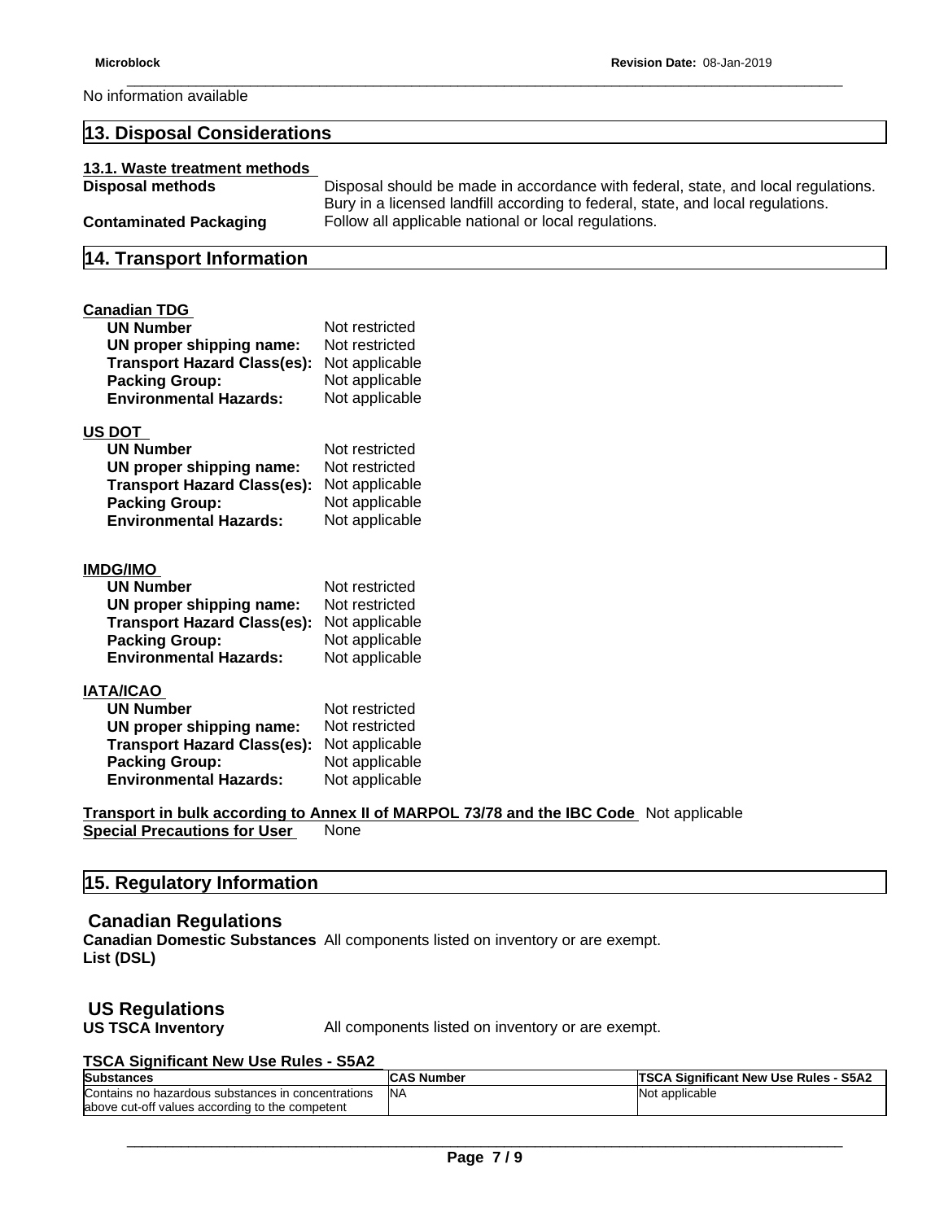No information available

## 13. Disposal Considerations

### 13.1. Waste treatment methods

**Disposal methods** Disposal should be made in accordance with federal, state, and local regulations. Bury in a licensed landfill according to federal, state, and local regulations.

**Contaminated Packaging** Follow all applicable national or local regulations.

## 14. Transport Information

### Canadian TDG

**UN Number** Not restricted
**UN proper shipping name:** Not restricted
**Transport Hazard Class(es):** Not applicable
**Packing Group:** Not applicable
**Environmental Hazards:** Not applicable

### US DOT

**UN Number** Not restricted
**UN proper shipping name:** Not restricted
**Transport Hazard Class(es):** Not applicable
**Packing Group:** Not applicable
**Environmental Hazards:** Not applicable

### IMDG/IMO

**UN Number** Not restricted
**UN proper shipping name:** Not restricted
**Transport Hazard Class(es):** Not applicable
**Packing Group:** Not applicable
**Environmental Hazards:** Not applicable

### IATA/ICAO

**UN Number** Not restricted
**UN proper shipping name:** Not restricted
**Transport Hazard Class(es):** Not applicable
**Packing Group:** Not applicable
**Environmental Hazards:** Not applicable

**Transport in bulk according to Annex II of MARPOL 73/78 and the IBC Code** Not applicable
**Special Precautions for User** None

## 15. Regulatory Information

### Canadian Regulations

**Canadian Domestic Substances List (DSL)** All components listed on inventory or are exempt.

### US Regulations

**US TSCA Inventory** All components listed on inventory or are exempt.

**TSCA Significant New Use Rules - S5A2**

| Substances | CAS Number | TSCA Significant New Use Rules - S5A2 |
|---|---|---|
| Contains no hazardous substances in concentrations above cut-off values according to the competent | NA | Not applicable |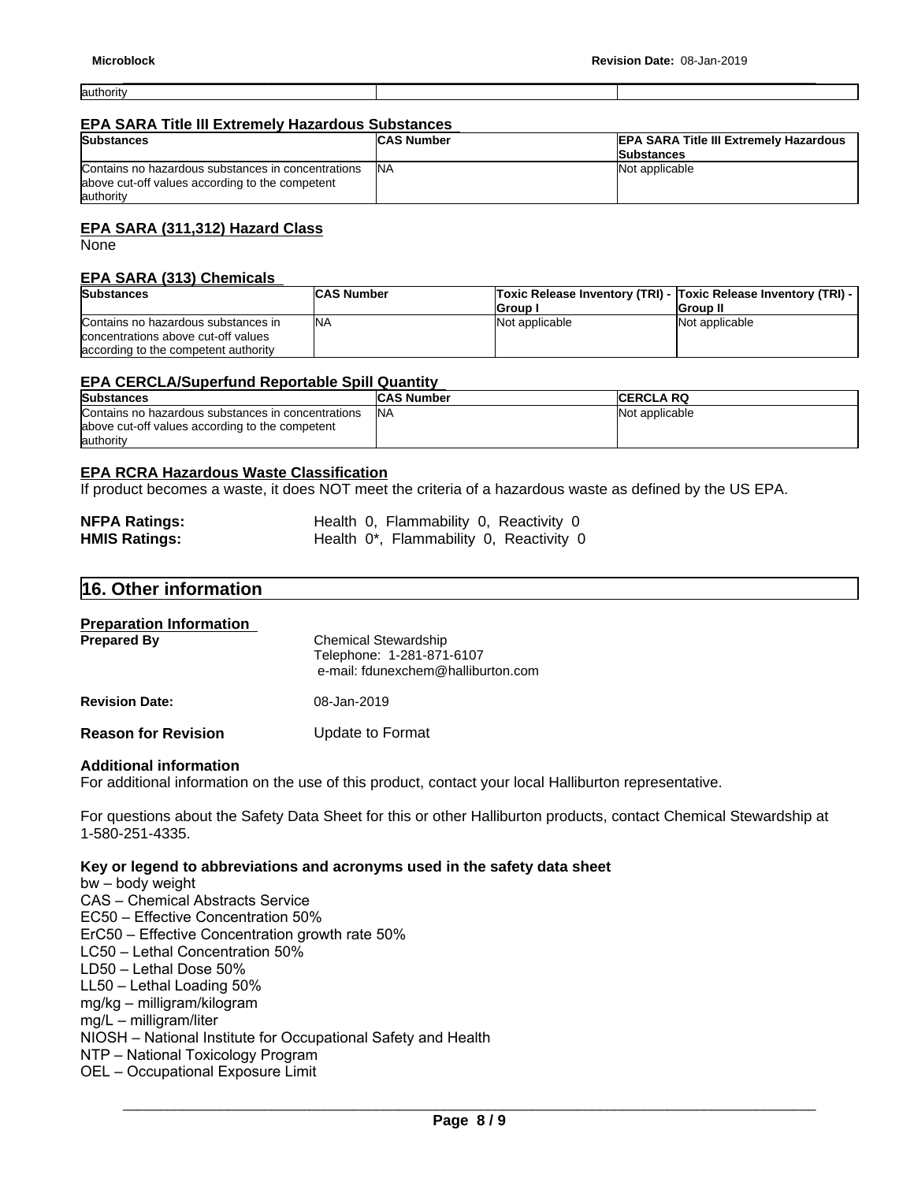| authority | | |
|---|---|---|

### EPA SARA Title III Extremely Hazardous Substances

| Substances | CAS Number | EPA SARA Title III Extremely Hazardous Substances |
|---|---|---|
| Contains no hazardous substances in concentrations above cut-off values according to the competent authority | NA | Not applicable |

### EPA SARA (311,312) Hazard Class

None

### EPA SARA (313) Chemicals

| Substances | CAS Number | Toxic Release Inventory (TRI) - Group I | Toxic Release Inventory (TRI) - Group II |
|---|---|---|---|
| Contains no hazardous substances in concentrations above cut-off values according to the competent authority | NA | Not applicable | Not applicable |

### EPA CERCLA/Superfund Reportable Spill Quantity

| Substances | CAS Number | CERCLA RQ |
|---|---|---|
| Contains no hazardous substances in concentrations above cut-off values according to the competent authority | NA | Not applicable |

### EPA RCRA Hazardous Waste Classification

If product becomes a waste, it does NOT meet the criteria of a hazardous waste as defined by the US EPA.

**NFPA Ratings:** Health 0, Flammability 0, Reactivity 0
**HMIS Ratings:** Health 0*, Flammability 0, Reactivity 0

## 16. Other information

### Preparation Information

**Prepared By** Chemical Stewardship
Telephone: 1-281-871-6107
e-mail: fdunexchem@halliburton.com

**Revision Date:** 08-Jan-2019

**Reason for Revision** Update to Format

### Additional information

For additional information on the use of this product, contact your local Halliburton representative.

For questions about the Safety Data Sheet for this or other Halliburton products, contact Chemical Stewardship at 1-580-251-4335.

### Key or legend to abbreviations and acronyms used in the safety data sheet

bw – body weight
CAS – Chemical Abstracts Service
EC50 – Effective Concentration 50%
ErC50 – Effective Concentration growth rate 50%
LC50 – Lethal Concentration 50%
LD50 – Lethal Dose 50%
LL50 – Lethal Loading 50%
mg/kg – milligram/kilogram
mg/L – milligram/liter
NIOSH – National Institute for Occupational Safety and Health
NTP – National Toxicology Program
OEL – Occupational Exposure Limit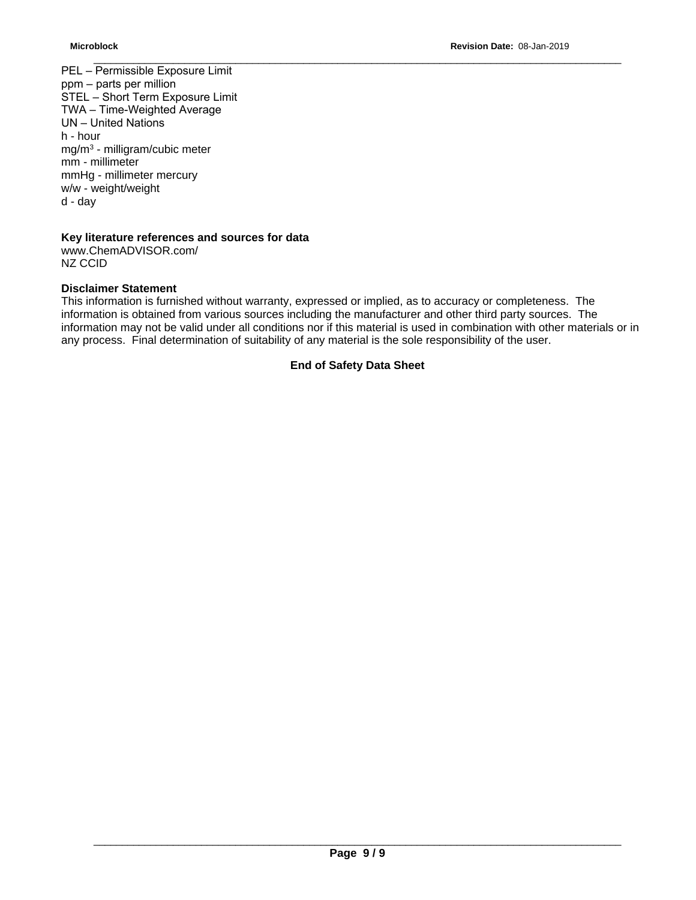PEL – Permissible Exposure Limit
ppm – parts per million
STEL – Short Term Exposure Limit
TWA – Time-Weighted Average
UN – United Nations
h - hour
$mg/m^3$ - milligram/cubic meter
mm - millimeter
mmHg - millimeter mercury
w/w - weight/weight
d - day

**Key literature references and sources for data**
www.ChemADVISOR.com/
NZ CCID

**Disclaimer Statement**
This information is furnished without warranty, expressed or implied, as to accuracy or completeness. The information is obtained from various sources including the manufacturer and other third party sources. The information may not be valid under all conditions nor if this material is used in combination with other materials or in any process. Final determination of suitability of any material is the sole responsibility of the user.

**End of Safety Data Sheet**